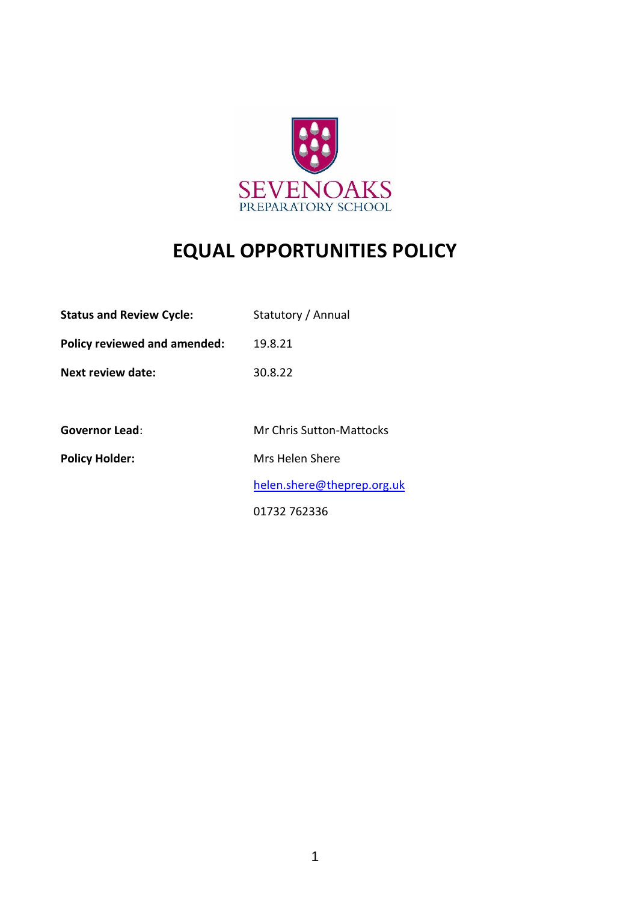SEVENOAKS
PREPARATORY SCHOOL

# EQUAL OPPORTUNITIES POLICY

| | |
|---|---|
| **Status and Review Cycle:** | Statutory / Annual |
| **Policy reviewed and amended:** | 19.8.21 |
| **Next review date:** | 30.8.22 |
| | |
| **Governor Lead**: | Mr Chris Sutton-Mattocks |
| **Policy Holder:** | Mrs Helen Shere |
| | helen.shere@theprep.org.uk |
| | 01732 762336 |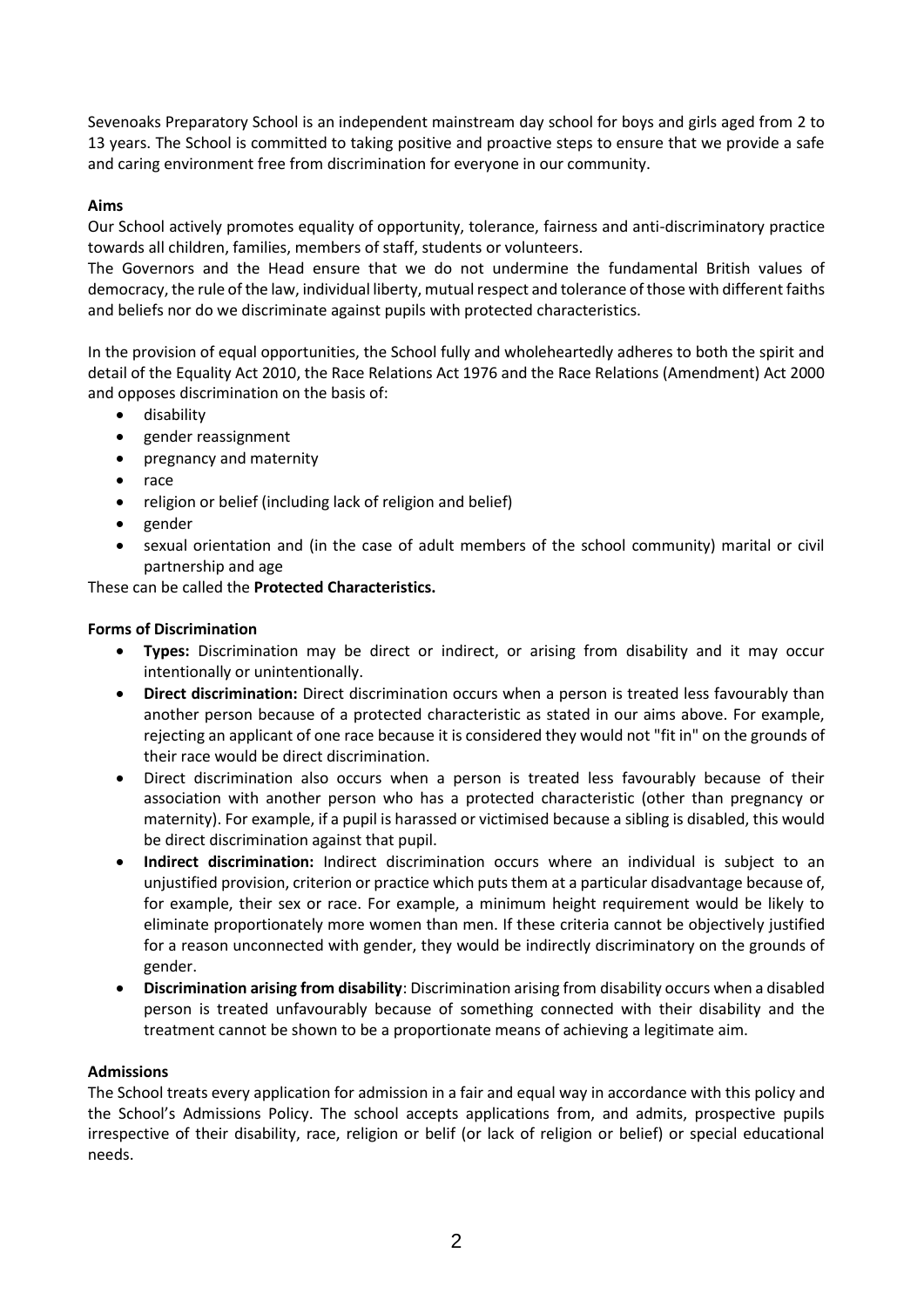Sevenoaks Preparatory School is an independent mainstream day school for boys and girls aged from 2 to 13 years. The School is committed to taking positive and proactive steps to ensure that we provide a safe and caring environment free from discrimination for everyone in our community.

**Aims**

Our School actively promotes equality of opportunity, tolerance, fairness and anti-discriminatory practice towards all children, families, members of staff, students or volunteers.

The Governors and the Head ensure that we do not undermine the fundamental British values of democracy, the rule of the law, individual liberty, mutual respect and tolerance of those with different faiths and beliefs nor do we discriminate against pupils with protected characteristics.

In the provision of equal opportunities, the School fully and wholeheartedly adheres to both the spirit and detail of the Equality Act 2010, the Race Relations Act 1976 and the Race Relations (Amendment) Act 2000 and opposes discrimination on the basis of:

- disability
- gender reassignment
- pregnancy and maternity
- race
- religion or belief (including lack of religion and belief)
- gender
- sexual orientation and (in the case of adult members of the school community) marital or civil partnership and age

These can be called the **Protected Characteristics.**

**Forms of Discrimination**

- **Types:** Discrimination may be direct or indirect, or arising from disability and it may occur intentionally or unintentionally.
- **Direct discrimination:** Direct discrimination occurs when a person is treated less favourably than another person because of a protected characteristic as stated in our aims above. For example, rejecting an applicant of one race because it is considered they would not "fit in" on the grounds of their race would be direct discrimination.
- Direct discrimination also occurs when a person is treated less favourably because of their association with another person who has a protected characteristic (other than pregnancy or maternity). For example, if a pupil is harassed or victimised because a sibling is disabled, this would be direct discrimination against that pupil.
- **Indirect discrimination:** Indirect discrimination occurs where an individual is subject to an unjustified provision, criterion or practice which puts them at a particular disadvantage because of, for example, their sex or race. For example, a minimum height requirement would be likely to eliminate proportionately more women than men. If these criteria cannot be objectively justified for a reason unconnected with gender, they would be indirectly discriminatory on the grounds of gender.
- **Discrimination arising from disability**: Discrimination arising from disability occurs when a disabled person is treated unfavourably because of something connected with their disability and the treatment cannot be shown to be a proportionate means of achieving a legitimate aim.

**Admissions**

The School treats every application for admission in a fair and equal way in accordance with this policy and the School's Admissions Policy. The school accepts applications from, and admits, prospective pupils irrespective of their disability, race, religion or belif (or lack of religion or belief) or special educational needs.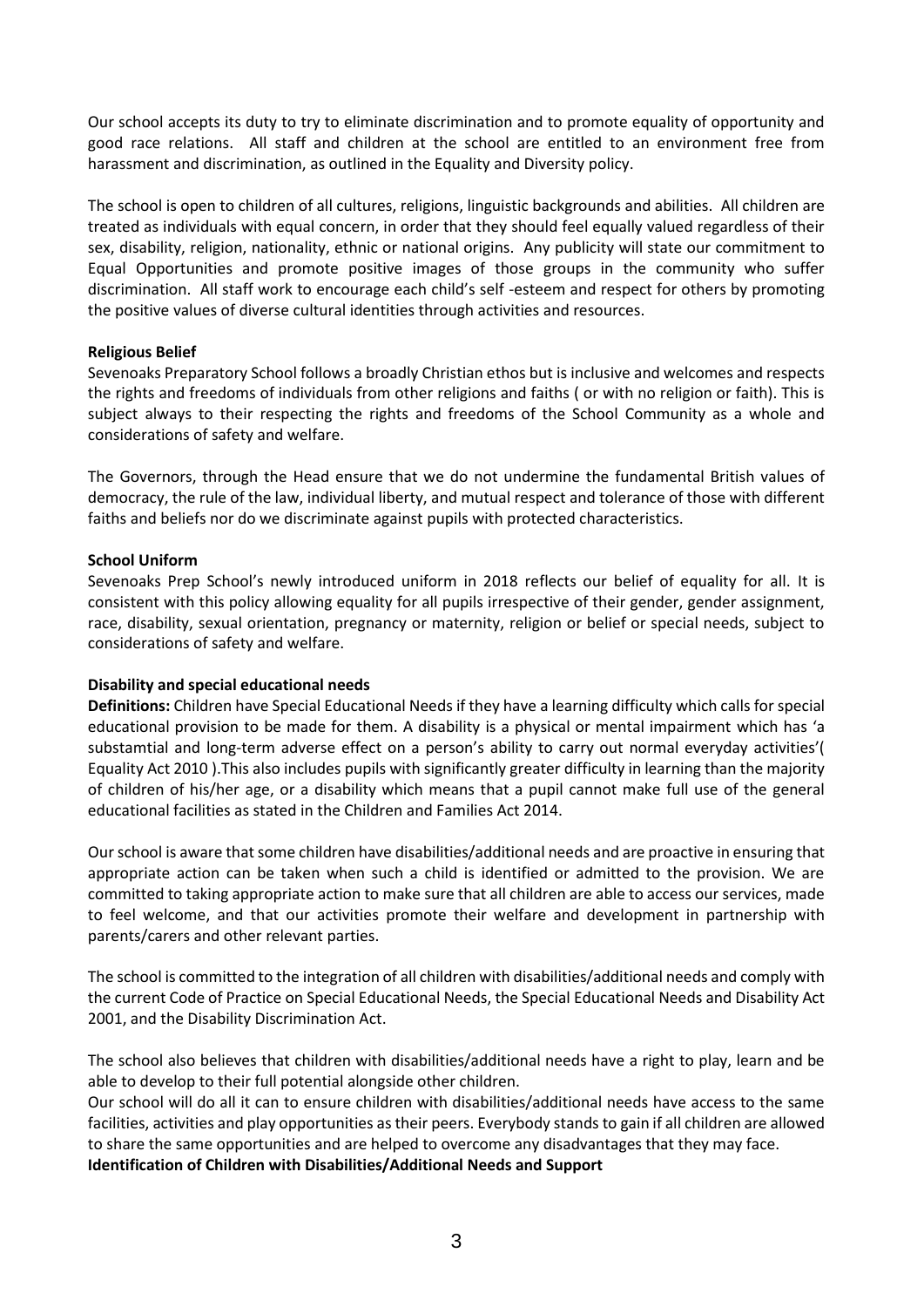Our school accepts its duty to try to eliminate discrimination and to promote equality of opportunity and good race relations. All staff and children at the school are entitled to an environment free from harassment and discrimination, as outlined in the Equality and Diversity policy.

The school is open to children of all cultures, religions, linguistic backgrounds and abilities. All children are treated as individuals with equal concern, in order that they should feel equally valued regardless of their sex, disability, religion, nationality, ethnic or national origins. Any publicity will state our commitment to Equal Opportunities and promote positive images of those groups in the community who suffer discrimination. All staff work to encourage each child's self -esteem and respect for others by promoting the positive values of diverse cultural identities through activities and resources.

**Religious Belief**

Sevenoaks Preparatory School follows a broadly Christian ethos but is inclusive and welcomes and respects the rights and freedoms of individuals from other religions and faiths ( or with no religion or faith). This is subject always to their respecting the rights and freedoms of the School Community as a whole and considerations of safety and welfare.

The Governors, through the Head ensure that we do not undermine the fundamental British values of democracy, the rule of the law, individual liberty, and mutual respect and tolerance of those with different faiths and beliefs nor do we discriminate against pupils with protected characteristics.

**School Uniform**

Sevenoaks Prep School's newly introduced uniform in 2018 reflects our belief of equality for all. It is consistent with this policy allowing equality for all pupils irrespective of their gender, gender assignment, race, disability, sexual orientation, pregnancy or maternity, religion or belief or special needs, subject to considerations of safety and welfare.

**Disability and special educational needs**

**Definitions:** Children have Special Educational Needs if they have a learning difficulty which calls for special educational provision to be made for them. A disability is a physical or mental impairment which has 'a substamtial and long-term adverse effect on a person's ability to carry out normal everyday activities'( Equality Act 2010 ).This also includes pupils with significantly greater difficulty in learning than the majority of children of his/her age, or a disability which means that a pupil cannot make full use of the general educational facilities as stated in the Children and Families Act 2014.

Our school is aware that some children have disabilities/additional needs and are proactive in ensuring that appropriate action can be taken when such a child is identified or admitted to the provision. We are committed to taking appropriate action to make sure that all children are able to access our services, made to feel welcome, and that our activities promote their welfare and development in partnership with parents/carers and other relevant parties.

The school is committed to the integration of all children with disabilities/additional needs and comply with the current Code of Practice on Special Educational Needs, the Special Educational Needs and Disability Act 2001, and the Disability Discrimination Act.

The school also believes that children with disabilities/additional needs have a right to play, learn and be able to develop to their full potential alongside other children.

Our school will do all it can to ensure children with disabilities/additional needs have access to the same facilities, activities and play opportunities as their peers. Everybody stands to gain if all children are allowed to share the same opportunities and are helped to overcome any disadvantages that they may face.

**Identification of Children with Disabilities/Additional Needs and Support**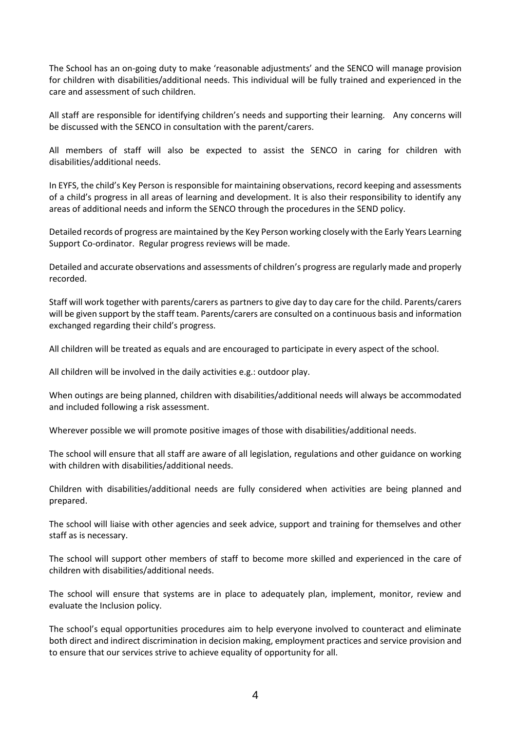The School has an on-going duty to make 'reasonable adjustments' and the SENCO will manage provision for children with disabilities/additional needs. This individual will be fully trained and experienced in the care and assessment of such children.

All staff are responsible for identifying children's needs and supporting their learning. Any concerns will be discussed with the SENCO in consultation with the parent/carers.

All members of staff will also be expected to assist the SENCO in caring for children with disabilities/additional needs.

In EYFS, the child's Key Person is responsible for maintaining observations, record keeping and assessments of a child's progress in all areas of learning and development. It is also their responsibility to identify any areas of additional needs and inform the SENCO through the procedures in the SEND policy.

Detailed records of progress are maintained by the Key Person working closely with the Early Years Learning Support Co-ordinator. Regular progress reviews will be made.

Detailed and accurate observations and assessments of children's progress are regularly made and properly recorded.

Staff will work together with parents/carers as partners to give day to day care for the child. Parents/carers will be given support by the staff team. Parents/carers are consulted on a continuous basis and information exchanged regarding their child's progress.

All children will be treated as equals and are encouraged to participate in every aspect of the school.

All children will be involved in the daily activities e.g.: outdoor play.

When outings are being planned, children with disabilities/additional needs will always be accommodated and included following a risk assessment.

Wherever possible we will promote positive images of those with disabilities/additional needs.

The school will ensure that all staff are aware of all legislation, regulations and other guidance on working with children with disabilities/additional needs.

Children with disabilities/additional needs are fully considered when activities are being planned and prepared.

The school will liaise with other agencies and seek advice, support and training for themselves and other staff as is necessary.

The school will support other members of staff to become more skilled and experienced in the care of children with disabilities/additional needs.

The school will ensure that systems are in place to adequately plan, implement, monitor, review and evaluate the Inclusion policy.

The school's equal opportunities procedures aim to help everyone involved to counteract and eliminate both direct and indirect discrimination in decision making, employment practices and service provision and to ensure that our services strive to achieve equality of opportunity for all.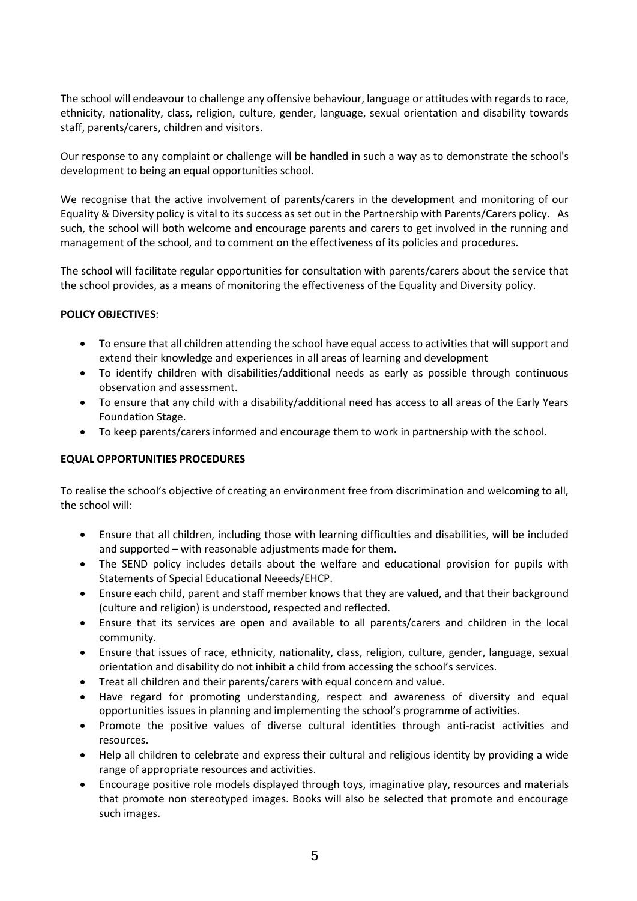The school will endeavour to challenge any offensive behaviour, language or attitudes with regards to race, ethnicity, nationality, class, religion, culture, gender, language, sexual orientation and disability towards staff, parents/carers, children and visitors.

Our response to any complaint or challenge will be handled in such a way as to demonstrate the school's development to being an equal opportunities school.

We recognise that the active involvement of parents/carers in the development and monitoring of our Equality & Diversity policy is vital to its success as set out in the Partnership with Parents/Carers policy. As such, the school will both welcome and encourage parents and carers to get involved in the running and management of the school, and to comment on the effectiveness of its policies and procedures.

The school will facilitate regular opportunities for consultation with parents/carers about the service that the school provides, as a means of monitoring the effectiveness of the Equality and Diversity policy.

**POLICY OBJECTIVES**:

- To ensure that all children attending the school have equal access to activities that will support and extend their knowledge and experiences in all areas of learning and development
- To identify children with disabilities/additional needs as early as possible through continuous observation and assessment.
- To ensure that any child with a disability/additional need has access to all areas of the Early Years Foundation Stage.
- To keep parents/carers informed and encourage them to work in partnership with the school.

**EQUAL OPPORTUNITIES PROCEDURES**

To realise the school's objective of creating an environment free from discrimination and welcoming to all, the school will:

- Ensure that all children, including those with learning difficulties and disabilities, will be included and supported – with reasonable adjustments made for them.
- The SEND policy includes details about the welfare and educational provision for pupils with Statements of Special Educational Neeeds/EHCP.
- Ensure each child, parent and staff member knows that they are valued, and that their background (culture and religion) is understood, respected and reflected.
- Ensure that its services are open and available to all parents/carers and children in the local community.
- Ensure that issues of race, ethnicity, nationality, class, religion, culture, gender, language, sexual orientation and disability do not inhibit a child from accessing the school's services.
- Treat all children and their parents/carers with equal concern and value.
- Have regard for promoting understanding, respect and awareness of diversity and equal opportunities issues in planning and implementing the school's programme of activities.
- Promote the positive values of diverse cultural identities through anti-racist activities and resources.
- Help all children to celebrate and express their cultural and religious identity by providing a wide range of appropriate resources and activities.
- Encourage positive role models displayed through toys, imaginative play, resources and materials that promote non stereotyped images. Books will also be selected that promote and encourage such images.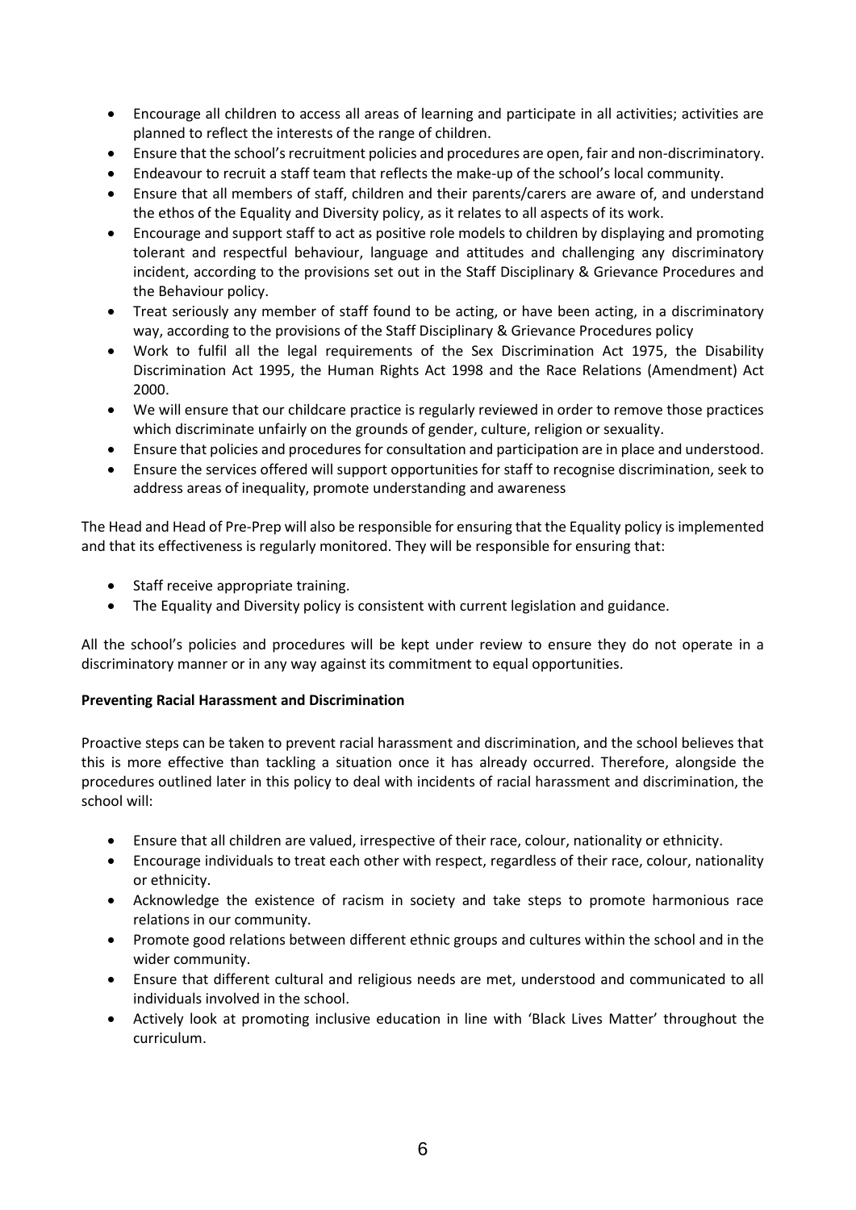- Encourage all children to access all areas of learning and participate in all activities; activities are planned to reflect the interests of the range of children.
- Ensure that the school's recruitment policies and procedures are open, fair and non-discriminatory.
- Endeavour to recruit a staff team that reflects the make-up of the school's local community.
- Ensure that all members of staff, children and their parents/carers are aware of, and understand the ethos of the Equality and Diversity policy, as it relates to all aspects of its work.
- Encourage and support staff to act as positive role models to children by displaying and promoting tolerant and respectful behaviour, language and attitudes and challenging any discriminatory incident, according to the provisions set out in the Staff Disciplinary & Grievance Procedures and the Behaviour policy.
- Treat seriously any member of staff found to be acting, or have been acting, in a discriminatory way, according to the provisions of the Staff Disciplinary & Grievance Procedures policy
- Work to fulfil all the legal requirements of the Sex Discrimination Act 1975, the Disability Discrimination Act 1995, the Human Rights Act 1998 and the Race Relations (Amendment) Act 2000.
- We will ensure that our childcare practice is regularly reviewed in order to remove those practices which discriminate unfairly on the grounds of gender, culture, religion or sexuality.
- Ensure that policies and procedures for consultation and participation are in place and understood.
- Ensure the services offered will support opportunities for staff to recognise discrimination, seek to address areas of inequality, promote understanding and awareness

The Head and Head of Pre-Prep will also be responsible for ensuring that the Equality policy is implemented and that its effectiveness is regularly monitored. They will be responsible for ensuring that:

- Staff receive appropriate training.
- The Equality and Diversity policy is consistent with current legislation and guidance.

All the school's policies and procedures will be kept under review to ensure they do not operate in a discriminatory manner or in any way against its commitment to equal opportunities.

**Preventing Racial Harassment and Discrimination**

Proactive steps can be taken to prevent racial harassment and discrimination, and the school believes that this is more effective than tackling a situation once it has already occurred. Therefore, alongside the procedures outlined later in this policy to deal with incidents of racial harassment and discrimination, the school will:

- Ensure that all children are valued, irrespective of their race, colour, nationality or ethnicity.
- Encourage individuals to treat each other with respect, regardless of their race, colour, nationality or ethnicity.
- Acknowledge the existence of racism in society and take steps to promote harmonious race relations in our community.
- Promote good relations between different ethnic groups and cultures within the school and in the wider community.
- Ensure that different cultural and religious needs are met, understood and communicated to all individuals involved in the school.
- Actively look at promoting inclusive education in line with 'Black Lives Matter' throughout the curriculum.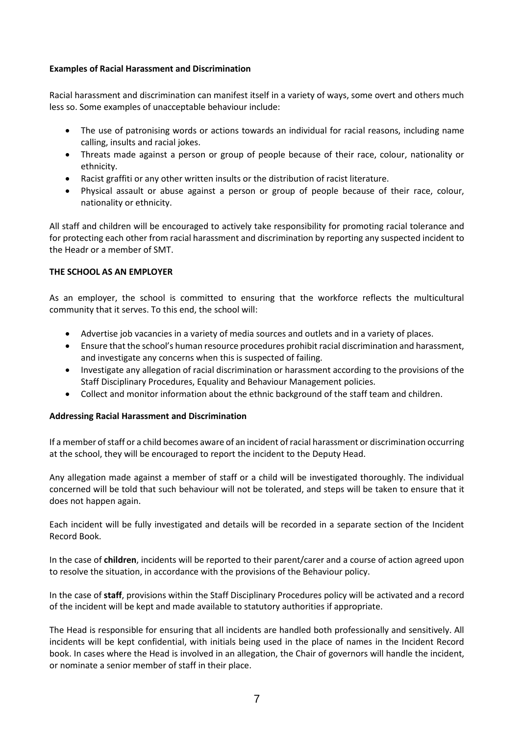**Examples of Racial Harassment and Discrimination**

Racial harassment and discrimination can manifest itself in a variety of ways, some overt and others much less so. Some examples of unacceptable behaviour include:

- The use of patronising words or actions towards an individual for racial reasons, including name calling, insults and racial jokes.
- Threats made against a person or group of people because of their race, colour, nationality or ethnicity.
- Racist graffiti or any other written insults or the distribution of racist literature.
- Physical assault or abuse against a person or group of people because of their race, colour, nationality or ethnicity.

All staff and children will be encouraged to actively take responsibility for promoting racial tolerance and for protecting each other from racial harassment and discrimination by reporting any suspected incident to the Headr or a member of SMT.

**THE SCHOOL AS AN EMPLOYER**

As an employer, the school is committed to ensuring that the workforce reflects the multicultural community that it serves. To this end, the school will:

- Advertise job vacancies in a variety of media sources and outlets and in a variety of places.
- Ensure that the school's human resource procedures prohibit racial discrimination and harassment, and investigate any concerns when this is suspected of failing.
- Investigate any allegation of racial discrimination or harassment according to the provisions of the Staff Disciplinary Procedures, Equality and Behaviour Management policies.
- Collect and monitor information about the ethnic background of the staff team and children.

**Addressing Racial Harassment and Discrimination**

If a member of staff or a child becomes aware of an incident of racial harassment or discrimination occurring at the school, they will be encouraged to report the incident to the Deputy Head.

Any allegation made against a member of staff or a child will be investigated thoroughly. The individual concerned will be told that such behaviour will not be tolerated, and steps will be taken to ensure that it does not happen again.

Each incident will be fully investigated and details will be recorded in a separate section of the Incident Record Book.

In the case of **children**, incidents will be reported to their parent/carer and a course of action agreed upon to resolve the situation, in accordance with the provisions of the Behaviour policy.

In the case of **staff**, provisions within the Staff Disciplinary Procedures policy will be activated and a record of the incident will be kept and made available to statutory authorities if appropriate.

The Head is responsible for ensuring that all incidents are handled both professionally and sensitively. All incidents will be kept confidential, with initials being used in the place of names in the Incident Record book. In cases where the Head is involved in an allegation, the Chair of governors will handle the incident, or nominate a senior member of staff in their place.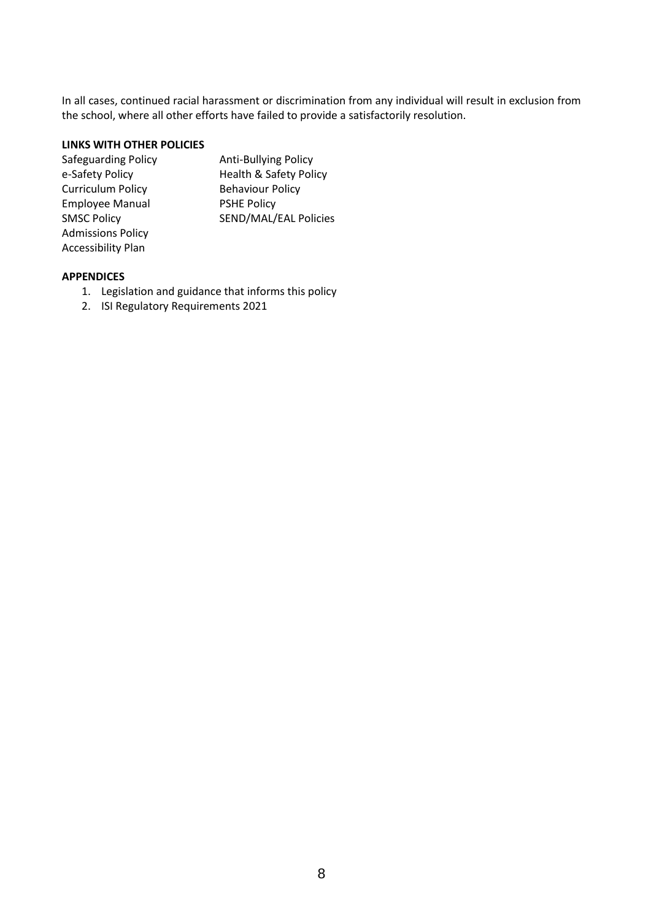In all cases, continued racial harassment or discrimination from any individual will result in exclusion from the school, where all other efforts have failed to provide a satisfactorily resolution.

**LINKS WITH OTHER POLICIES**

Safeguarding Policy
e-Safety Policy
Curriculum Policy
Employee Manual
SMSC Policy
Admissions Policy
Accessibility Plan
Anti-Bullying Policy
Health & Safety Policy
Behaviour Policy
PSHE Policy
SEND/MAL/EAL Policies

**APPENDICES**

1. Legislation and guidance that informs this policy
2. ISI Regulatory Requirements 2021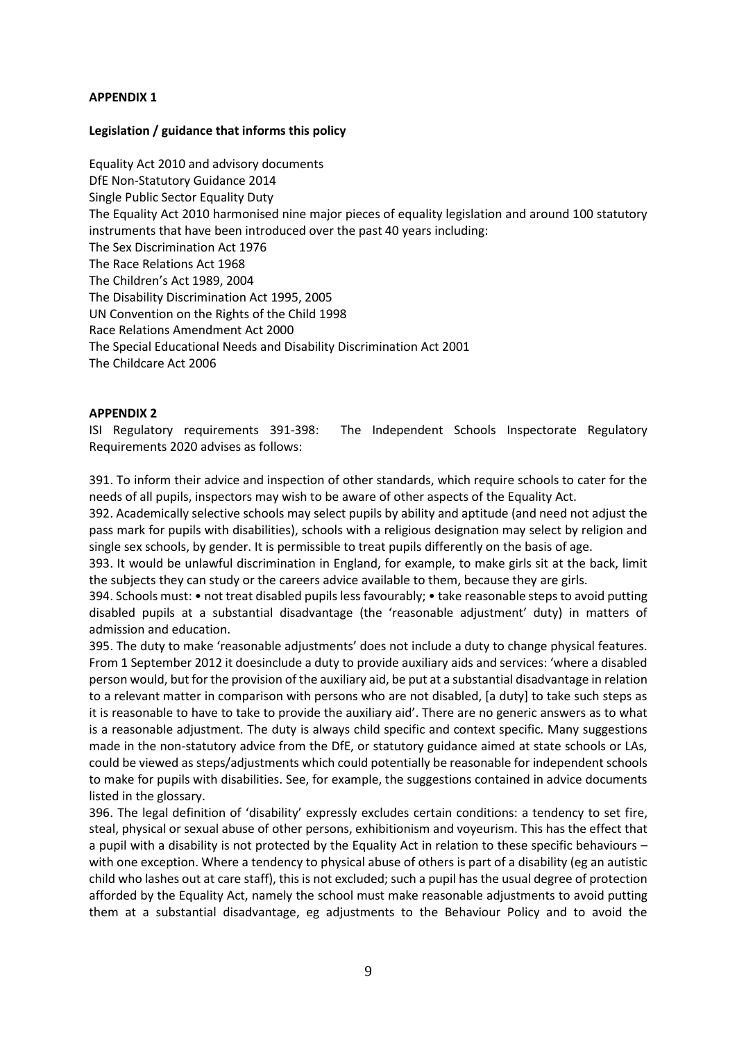**APPENDIX 1**

**Legislation / guidance that informs this policy**

Equality Act 2010 and advisory documents
DfE Non-Statutory Guidance 2014
Single Public Sector Equality Duty
The Equality Act 2010 harmonised nine major pieces of equality legislation and around 100 statutory instruments that have been introduced over the past 40 years including:
The Sex Discrimination Act 1976
The Race Relations Act 1968
The Children's Act 1989, 2004
The Disability Discrimination Act 1995, 2005
UN Convention on the Rights of the Child 1998
Race Relations Amendment Act 2000
The Special Educational Needs and Disability Discrimination Act 2001
The Childcare Act 2006

**APPENDIX 2**

ISI Regulatory requirements 391-398: The Independent Schools Inspectorate Regulatory Requirements 2020 advises as follows:

391. To inform their advice and inspection of other standards, which require schools to cater for the needs of all pupils, inspectors may wish to be aware of other aspects of the Equality Act.

392. Academically selective schools may select pupils by ability and aptitude (and need not adjust the pass mark for pupils with disabilities), schools with a religious designation may select by religion and single sex schools, by gender. It is permissible to treat pupils differently on the basis of age.

393. It would be unlawful discrimination in England, for example, to make girls sit at the back, limit the subjects they can study or the careers advice available to them, because they are girls.

394. Schools must: • not treat disabled pupils less favourably; • take reasonable steps to avoid putting disabled pupils at a substantial disadvantage (the 'reasonable adjustment' duty) in matters of admission and education.

395. The duty to make 'reasonable adjustments' does not include a duty to change physical features. From 1 September 2012 it doesinclude a duty to provide auxiliary aids and services: 'where a disabled person would, but for the provision of the auxiliary aid, be put at a substantial disadvantage in relation to a relevant matter in comparison with persons who are not disabled, [a duty] to take such steps as it is reasonable to have to take to provide the auxiliary aid'. There are no generic answers as to what is a reasonable adjustment. The duty is always child specific and context specific. Many suggestions made in the non-statutory advice from the DfE, or statutory guidance aimed at state schools or LAs, could be viewed as steps/adjustments which could potentially be reasonable for independent schools to make for pupils with disabilities. See, for example, the suggestions contained in advice documents listed in the glossary.

396. The legal definition of 'disability' expressly excludes certain conditions: a tendency to set fire, steal, physical or sexual abuse of other persons, exhibitionism and voyeurism. This has the effect that a pupil with a disability is not protected by the Equality Act in relation to these specific behaviours – with one exception. Where a tendency to physical abuse of others is part of a disability (eg an autistic child who lashes out at care staff), this is not excluded; such a pupil has the usual degree of protection afforded by the Equality Act, namely the school must make reasonable adjustments to avoid putting them at a substantial disadvantage, eg adjustments to the Behaviour Policy and to avoid the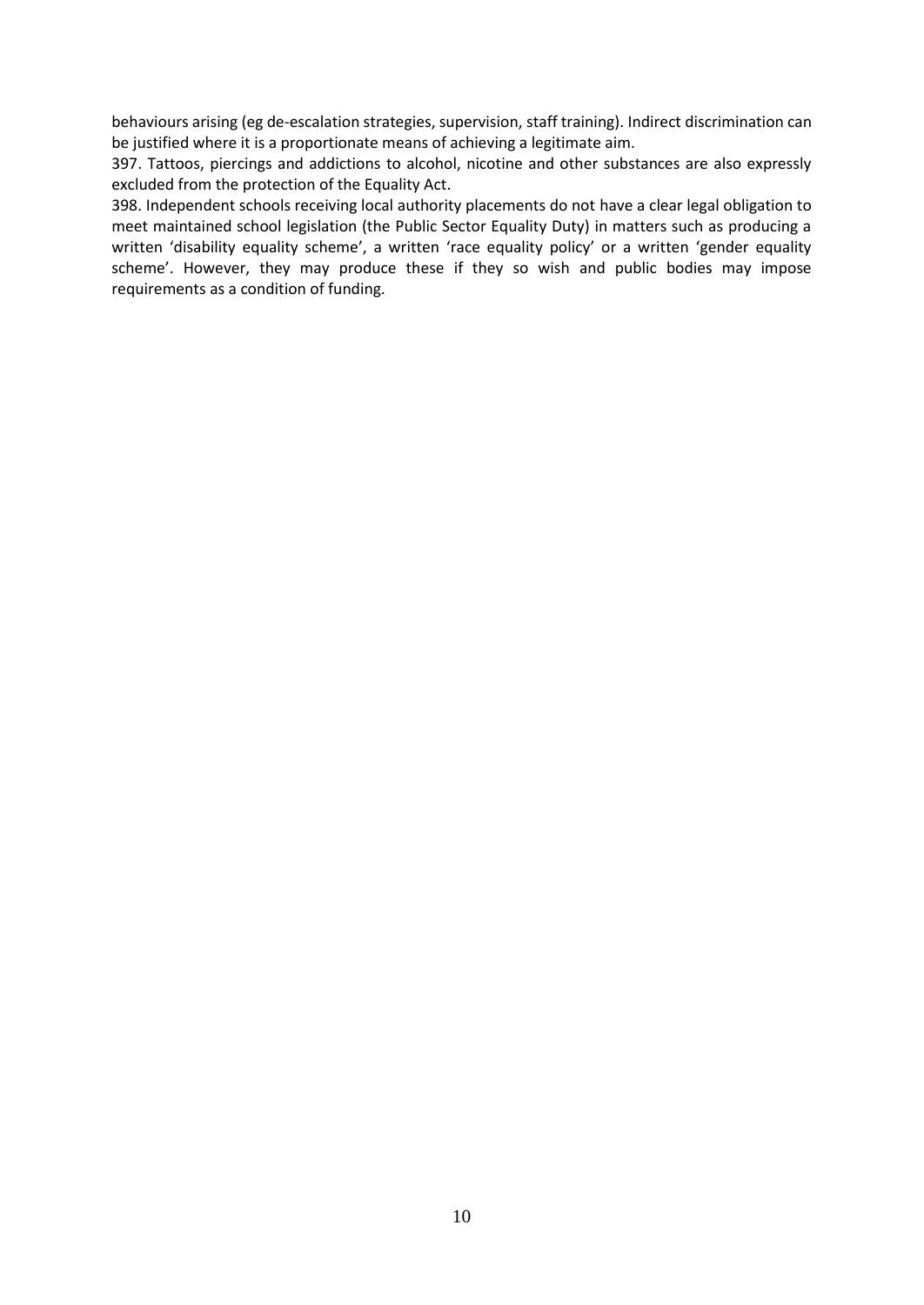behaviours arising (eg de-escalation strategies, supervision, staff training). Indirect discrimination can be justified where it is a proportionate means of achieving a legitimate aim.

397. Tattoos, piercings and addictions to alcohol, nicotine and other substances are also expressly excluded from the protection of the Equality Act.

398. Independent schools receiving local authority placements do not have a clear legal obligation to meet maintained school legislation (the Public Sector Equality Duty) in matters such as producing a written 'disability equality scheme', a written 'race equality policy' or a written 'gender equality scheme'. However, they may produce these if they so wish and public bodies may impose requirements as a condition of funding.